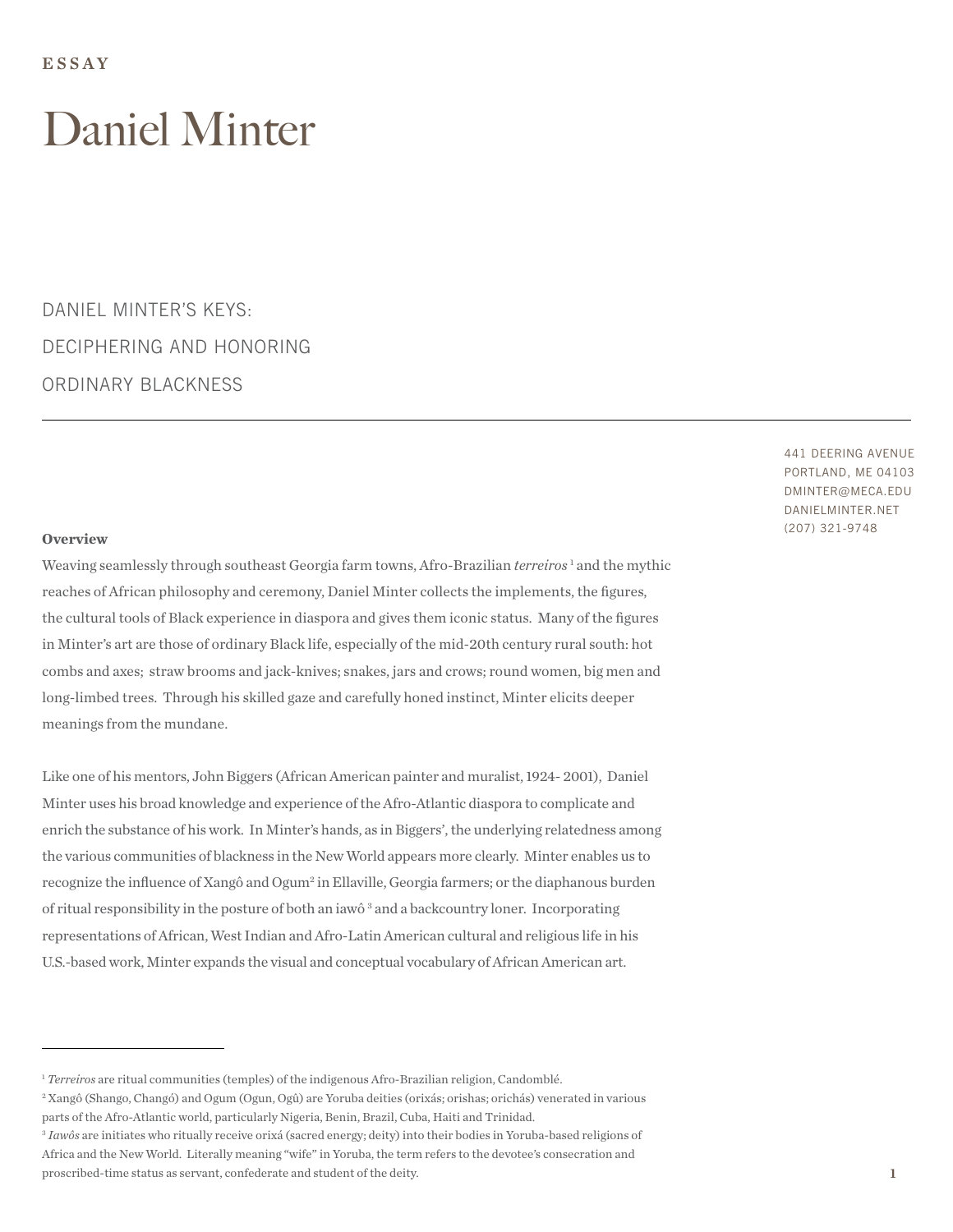ESSAY

# Daniel Minter

## DANIEL MINTER'S KEYS: DECIPHERING AND HONORING ORDINARY BLACKNESS

441 DEERING AVENUE
PORTLAND, ME 04103
DMINTER@MECA.EDU
DANIELMINTER.NET
(207) 321-9748

**Overview**

Weaving seamlessly through southeast Georgia farm towns, Afro-Brazilian *terreiros* [1] and the mythic reaches of African philosophy and ceremony, Daniel Minter collects the implements, the figures, the cultural tools of Black experience in diaspora and gives them iconic status. Many of the figures in Minter's art are those of ordinary Black life, especially of the mid-20th century rural south: hot combs and axes; straw brooms and jack-knives; snakes, jars and crows; round women, big men and long-limbed trees. Through his skilled gaze and carefully honed instinct, Minter elicits deeper meanings from the mundane.

Like one of his mentors, John Biggers (African American painter and muralist, 1924- 2001), Daniel Minter uses his broad knowledge and experience of the Afro-Atlantic diaspora to complicate and enrich the substance of his work. In Minter's hands, as in Biggers', the underlying relatedness among the various communities of blackness in the New World appears more clearly. Minter enables us to recognize the influence of Xangô and Ogum[2] in Ellaville, Georgia farmers; or the diaphanous burden of ritual responsibility in the posture of both an iawô [3] and a backcountry loner. Incorporating representations of African, West Indian and Afro-Latin American cultural and religious life in his U.S.-based work, Minter expands the visual and conceptual vocabulary of African American art.

---

[1] *Terreiros* are ritual communities (temples) of the indigenous Afro-Brazilian religion, Candomblé.

[2] Xangô (Shango, Changó) and Ogum (Ogun, Ogû) are Yoruba deities (orixás; orishas; orichás) venerated in various parts of the Afro-Atlantic world, particularly Nigeria, Benin, Brazil, Cuba, Haiti and Trinidad.

[3] *Iawôs* are initiates who ritually receive orixá (sacred energy; deity) into their bodies in Yoruba-based religions of Africa and the New World. Literally meaning "wife" in Yoruba, the term refers to the devotee's consecration and proscribed-time status as servant, confederate and student of the deity.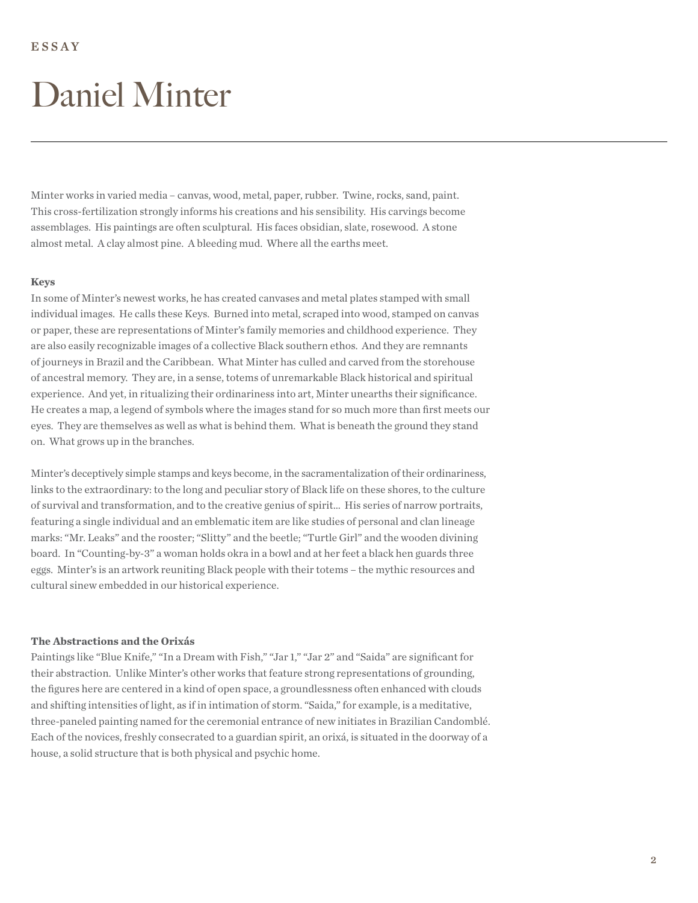ESSAY

# Daniel Minter

---

Minter works in varied media – canvas, wood, metal, paper, rubber. Twine, rocks, sand, paint. This cross-fertilization strongly informs his creations and his sensibility. His carvings become assemblages. His paintings are often sculptural. His faces obsidian, slate, rosewood. A stone almost metal. A clay almost pine. A bleeding mud. Where all the earths meet.

**Keys**

In some of Minter's newest works, he has created canvases and metal plates stamped with small individual images. He calls these Keys. Burned into metal, scraped into wood, stamped on canvas or paper, these are representations of Minter's family memories and childhood experience. They are also easily recognizable images of a collective Black southern ethos. And they are remnants of journeys in Brazil and the Caribbean. What Minter has culled and carved from the storehouse of ancestral memory. They are, in a sense, totems of unremarkable Black historical and spiritual experience. And yet, in ritualizing their ordinariness into art, Minter unearths their significance. He creates a map, a legend of symbols where the images stand for so much more than first meets our eyes. They are themselves as well as what is behind them. What is beneath the ground they stand on. What grows up in the branches.

Minter's deceptively simple stamps and keys become, in the sacramentalization of their ordinariness, links to the extraordinary: to the long and peculiar story of Black life on these shores, to the culture of survival and transformation, and to the creative genius of spirit... His series of narrow portraits, featuring a single individual and an emblematic item are like studies of personal and clan lineage marks: "Mr. Leaks" and the rooster; "Slitty" and the beetle; "Turtle Girl" and the wooden divining board. In "Counting-by-3" a woman holds okra in a bowl and at her feet a black hen guards three eggs. Minter's is an artwork reuniting Black people with their totems – the mythic resources and cultural sinew embedded in our historical experience.

**The Abstractions and the Orixás**

Paintings like "Blue Knife," "In a Dream with Fish," "Jar 1," "Jar 2" and "Saida" are significant for their abstraction. Unlike Minter's other works that feature strong representations of grounding, the figures here are centered in a kind of open space, a groundlessness often enhanced with clouds and shifting intensities of light, as if in intimation of storm. "Saida," for example, is a meditative, three-paneled painting named for the ceremonial entrance of new initiates in Brazilian Candomblé. Each of the novices, freshly consecrated to a guardian spirit, an orixá, is situated in the doorway of a house, a solid structure that is both physical and psychic home.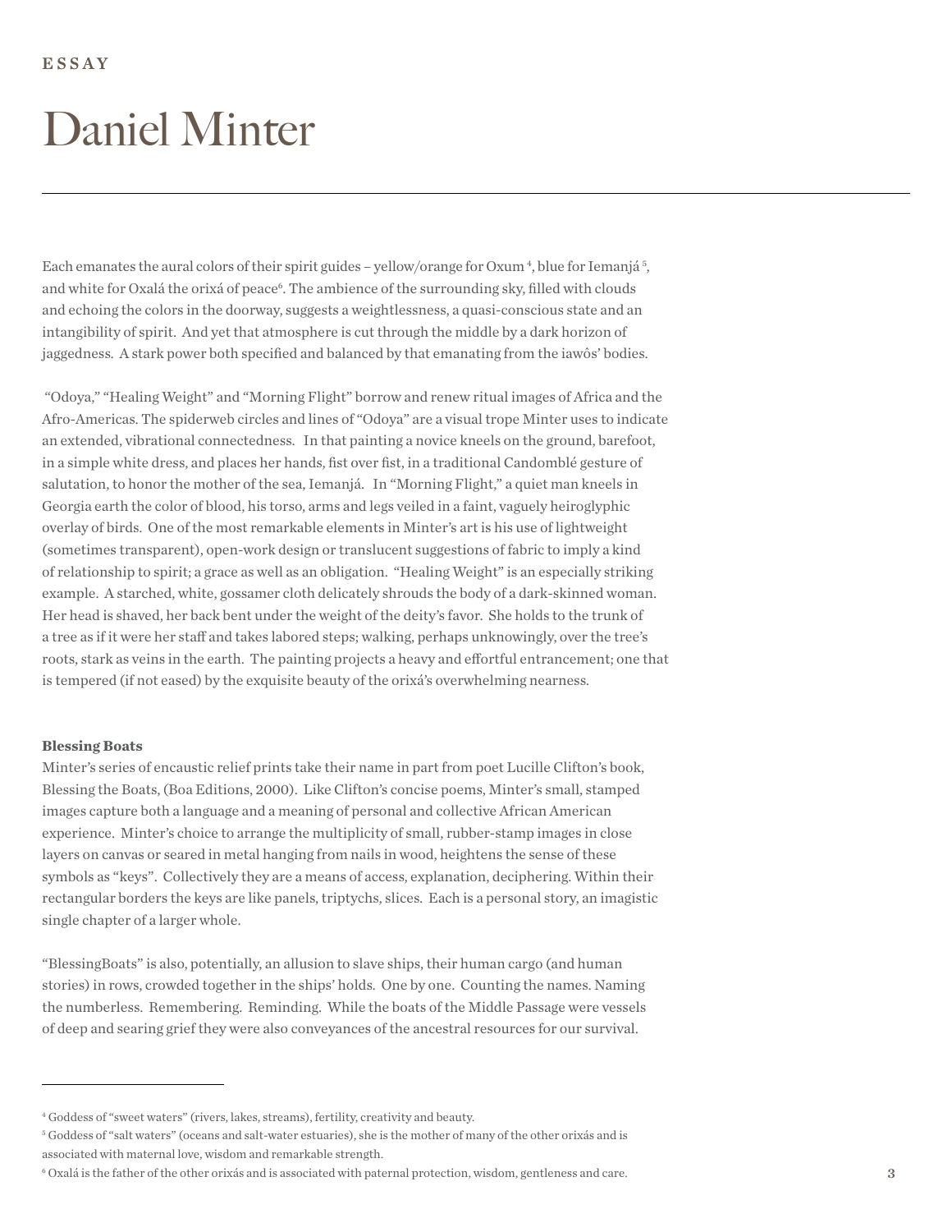ESSAY

# Daniel Minter

Each emanates the aural colors of their spirit guides – yellow/orange for Oxum [4], blue for Iemanjá [5], and white for Oxalá the orixá of peace[6]. The ambience of the surrounding sky, filled with clouds and echoing the colors in the doorway, suggests a weightlessness, a quasi-conscious state and an intangibility of spirit. And yet that atmosphere is cut through the middle by a dark horizon of jaggedness. A stark power both specified and balanced by that emanating from the iawôs' bodies.

"Odoya," "Healing Weight" and "Morning Flight" borrow and renew ritual images of Africa and the Afro-Americas. The spiderweb circles and lines of "Odoya" are a visual trope Minter uses to indicate an extended, vibrational connectedness. In that painting a novice kneels on the ground, barefoot, in a simple white dress, and places her hands, fist over fist, in a traditional Candomblé gesture of salutation, to honor the mother of the sea, Iemanjá. In "Morning Flight," a quiet man kneels in Georgia earth the color of blood, his torso, arms and legs veiled in a faint, vaguely heiroglyphic overlay of birds. One of the most remarkable elements in Minter's art is his use of lightweight (sometimes transparent), open-work design or translucent suggestions of fabric to imply a kind of relationship to spirit; a grace as well as an obligation. "Healing Weight" is an especially striking example. A starched, white, gossamer cloth delicately shrouds the body of a dark-skinned woman. Her head is shaved, her back bent under the weight of the deity's favor. She holds to the trunk of a tree as if it were her staff and takes labored steps; walking, perhaps unknowingly, over the tree's roots, stark as veins in the earth. The painting projects a heavy and effortful entrancement; one that is tempered (if not eased) by the exquisite beauty of the orixá's overwhelming nearness.

**Blessing Boats**

Minter's series of encaustic relief prints take their name in part from poet Lucille Clifton's book, Blessing the Boats, (Boa Editions, 2000). Like Clifton's concise poems, Minter's small, stamped images capture both a language and a meaning of personal and collective African American experience. Minter's choice to arrange the multiplicity of small, rubber-stamp images in close layers on canvas or seared in metal hanging from nails in wood, heightens the sense of these symbols as "keys". Collectively they are a means of access, explanation, deciphering. Within their rectangular borders the keys are like panels, triptychs, slices. Each is a personal story, an imagistic single chapter of a larger whole.

"BlessingBoats" is also, potentially, an allusion to slave ships, their human cargo (and human stories) in rows, crowded together in the ships' holds. One by one. Counting the names. Naming the numberless. Remembering. Reminding. While the boats of the Middle Passage were vessels of deep and searing grief they were also conveyances of the ancestral resources for our survival.

---

[4] Goddess of "sweet waters" (rivers, lakes, streams), fertility, creativity and beauty.

[5] Goddess of "salt waters" (oceans and salt-water estuaries), she is the mother of many of the other orixás and is associated with maternal love, wisdom and remarkable strength.

[6] Oxalá is the father of the other orixás and is associated with paternal protection, wisdom, gentleness and care.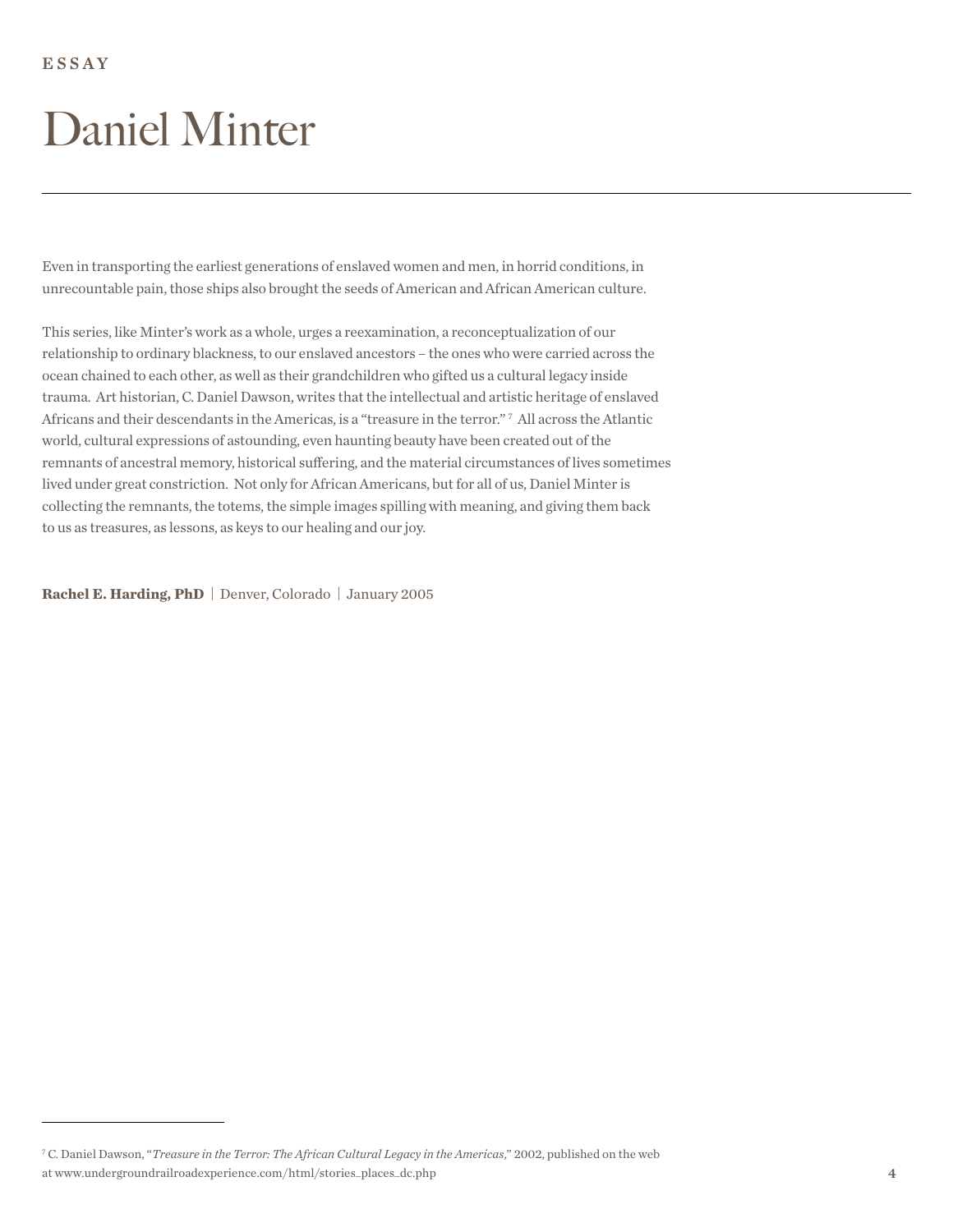ESSAY

# Daniel Minter

Even in transporting the earliest generations of enslaved women and men, in horrid conditions, in unrecountable pain, those ships also brought the seeds of American and African American culture.

This series, like Minter's work as a whole, urges a reexamination, a reconceptualization of our relationship to ordinary blackness, to our enslaved ancestors – the ones who were carried across the ocean chained to each other, as well as their grandchildren who gifted us a cultural legacy inside trauma. Art historian, C. Daniel Dawson, writes that the intellectual and artistic heritage of enslaved Africans and their descendants in the Americas, is a "treasure in the terror." [7] All across the Atlantic world, cultural expressions of astounding, even haunting beauty have been created out of the remnants of ancestral memory, historical suffering, and the material circumstances of lives sometimes lived under great constriction. Not only for African Americans, but for all of us, Daniel Minter is collecting the remnants, the totems, the simple images spilling with meaning, and giving them back to us as treasures, as lessons, as keys to our healing and our joy.

**Rachel E. Harding, PhD** | Denver, Colorado | January 2005

---

[7] C. Daniel Dawson, "*Treasure in the Terror: The African Cultural Legacy in the Americas*," 2002, published on the web at www.undergroundrailroadexperience.com/html/stories_places_dc.php